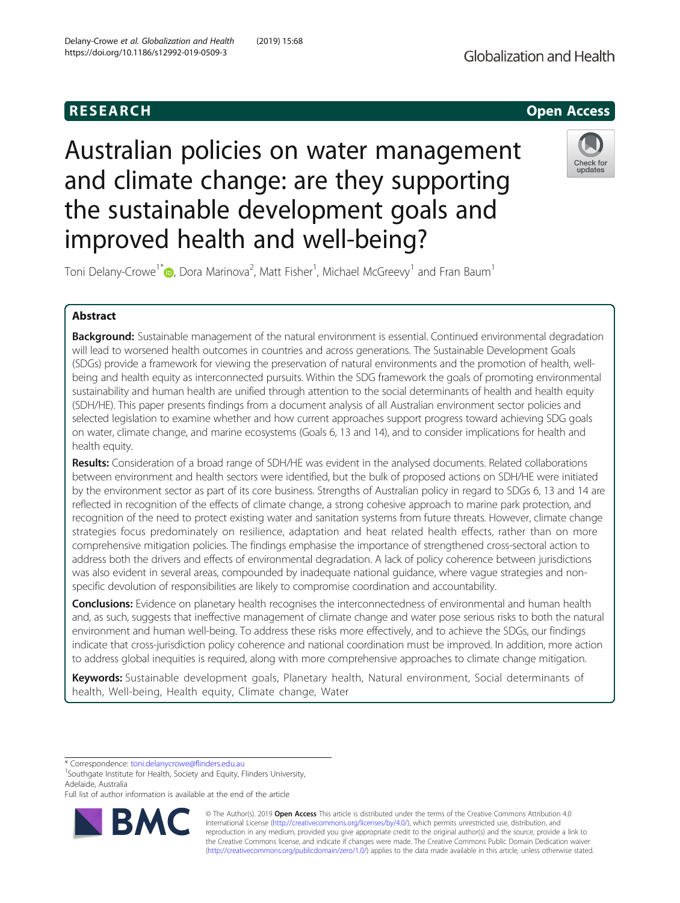RESEARCH Open Access

# Australian policies on water management and climate change: are they supporting the sustainable development goals and improved health and well-being?

Toni Delany-Crowe[1*], Dora Marinova[2], Matt Fisher[1], Michael McGreevy[1] and Fran Baum[1]

## Abstract

**Background:** Sustainable management of the natural environment is essential. Continued environmental degradation will lead to worsened health outcomes in countries and across generations. The Sustainable Development Goals (SDGs) provide a framework for viewing the preservation of natural environments and the promotion of health, well-being and health equity as interconnected pursuits. Within the SDG framework the goals of promoting environmental sustainability and human health are unified through attention to the social determinants of health and health equity (SDH/HE). This paper presents findings from a document analysis of all Australian environment sector policies and selected legislation to examine whether and how current approaches support progress toward achieving SDG goals on water, climate change, and marine ecosystems (Goals 6, 13 and 14), and to consider implications for health and health equity.

**Results:** Consideration of a broad range of SDH/HE was evident in the analysed documents. Related collaborations between environment and health sectors were identified, but the bulk of proposed actions on SDH/HE were initiated by the environment sector as part of its core business. Strengths of Australian policy in regard to SDGs 6, 13 and 14 are reflected in recognition of the effects of climate change, a strong cohesive approach to marine park protection, and recognition of the need to protect existing water and sanitation systems from future threats. However, climate change strategies focus predominately on resilience, adaptation and heat related health effects, rather than on more comprehensive mitigation policies. The findings emphasise the importance of strengthened cross-sectoral action to address both the drivers and effects of environmental degradation. A lack of policy coherence between jurisdictions was also evident in several areas, compounded by inadequate national guidance, where vague strategies and non-specific devolution of responsibilities are likely to compromise coordination and accountability.

**Conclusions:** Evidence on planetary health recognises the interconnectedness of environmental and human health and, as such, suggests that ineffective management of climate change and water pose serious risks to both the natural environment and human well-being. To address these risks more effectively, and to achieve the SDGs, our findings indicate that cross-jurisdiction policy coherence and national coordination must be improved. In addition, more action to address global inequities is required, along with more comprehensive approaches to climate change mitigation.

**Keywords:** Sustainable development goals, Planetary health, Natural environment, Social determinants of health, Well-being, Health equity, Climate change, Water

---

\* Correspondence: toni.delanycrowe@flinders.edu.au
[1]Southgate Institute for Health, Society and Equity, Flinders University, Adelaide, Australia
Full list of author information is available at the end of the article

© The Author(s). 2019 **Open Access** This article is distributed under the terms of the Creative Commons Attribution 4.0 International License (http://creativecommons.org/licenses/by/4.0/), which permits unrestricted use, distribution, and reproduction in any medium, provided you give appropriate credit to the original author(s) and the source, provide a link to the Creative Commons license, and indicate if changes were made. The Creative Commons Public Domain Dedication waiver (http://creativecommons.org/publicdomain/zero/1.0/) applies to the data made available in this article, unless otherwise stated.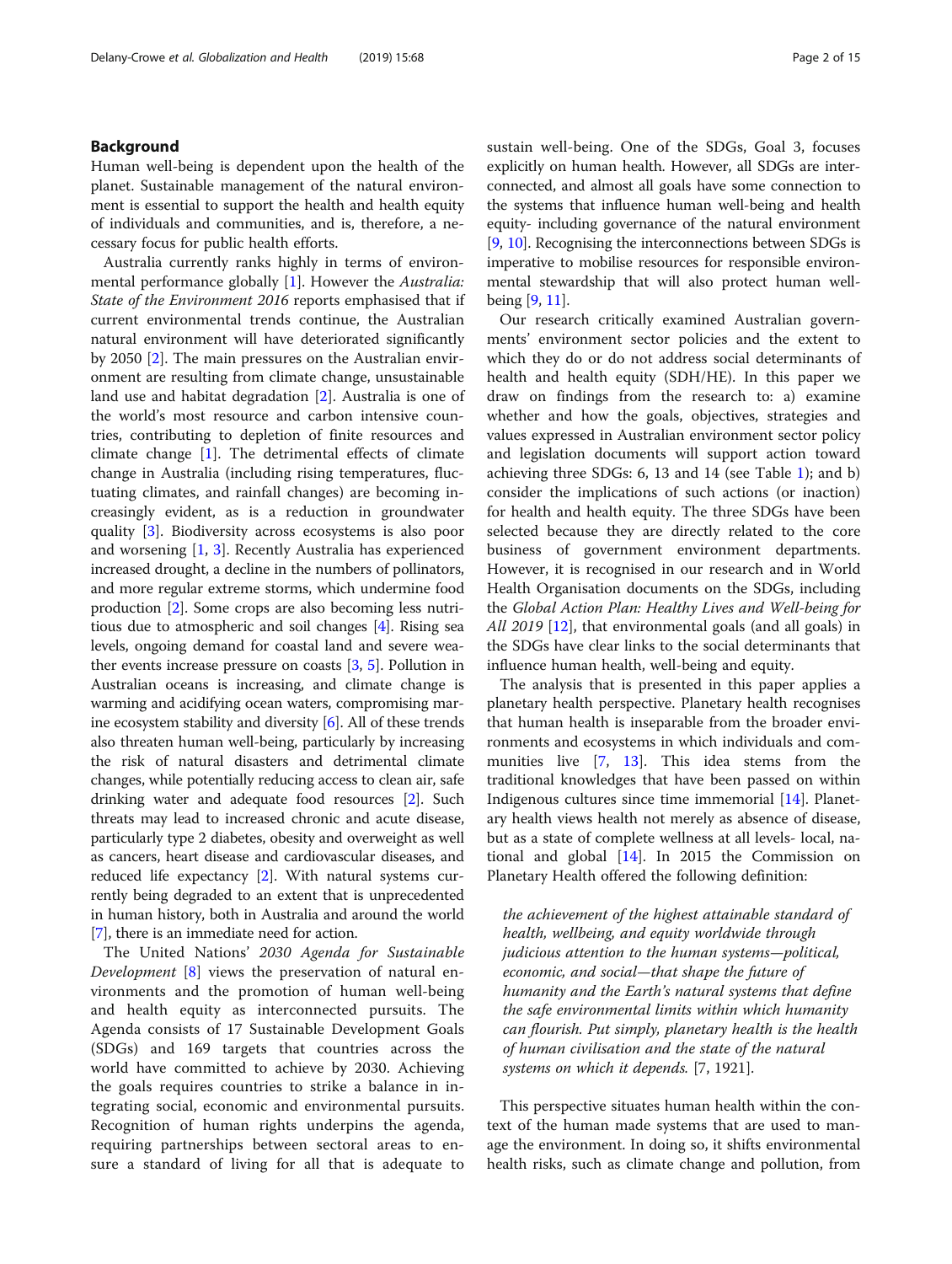## Background

Human well-being is dependent upon the health of the planet. Sustainable management of the natural environment is essential to support the health and health equity of individuals and communities, and is, therefore, a necessary focus for public health efforts.

Australia currently ranks highly in terms of environmental performance globally [1]. However the *Australia: State of the Environment 2016* reports emphasised that if current environmental trends continue, the Australian natural environment will have deteriorated significantly by 2050 [2]. The main pressures on the Australian environment are resulting from climate change, unsustainable land use and habitat degradation [2]. Australia is one of the world's most resource and carbon intensive countries, contributing to depletion of finite resources and climate change [1]. The detrimental effects of climate change in Australia (including rising temperatures, fluctuating climates, and rainfall changes) are becoming increasingly evident, as is a reduction in groundwater quality [3]. Biodiversity across ecosystems is also poor and worsening [1, 3]. Recently Australia has experienced increased drought, a decline in the numbers of pollinators, and more regular extreme storms, which undermine food production [2]. Some crops are also becoming less nutritious due to atmospheric and soil changes [4]. Rising sea levels, ongoing demand for coastal land and severe weather events increase pressure on coasts [3, 5]. Pollution in Australian oceans is increasing, and climate change is warming and acidifying ocean waters, compromising marine ecosystem stability and diversity [6]. All of these trends also threaten human well-being, particularly by increasing the risk of natural disasters and detrimental climate changes, while potentially reducing access to clean air, safe drinking water and adequate food resources [2]. Such threats may lead to increased chronic and acute disease, particularly type 2 diabetes, obesity and overweight as well as cancers, heart disease and cardiovascular diseases, and reduced life expectancy [2]. With natural systems currently being degraded to an extent that is unprecedented in human history, both in Australia and around the world [7], there is an immediate need for action.

The United Nations' *2030 Agenda for Sustainable Development* [8] views the preservation of natural environments and the promotion of human well-being and health equity as interconnected pursuits. The Agenda consists of 17 Sustainable Development Goals (SDGs) and 169 targets that countries across the world have committed to achieve by 2030. Achieving the goals requires countries to strike a balance in integrating social, economic and environmental pursuits. Recognition of human rights underpins the agenda, requiring partnerships between sectoral areas to ensure a standard of living for all that is adequate to sustain well-being. One of the SDGs, Goal 3, focuses explicitly on human health. However, all SDGs are interconnected, and almost all goals have some connection to the systems that influence human well-being and health equity- including governance of the natural environment [9, 10]. Recognising the interconnections between SDGs is imperative to mobilise resources for responsible environmental stewardship that will also protect human well-being [9, 11].

Our research critically examined Australian governments' environment sector policies and the extent to which they do or do not address social determinants of health and health equity (SDH/HE). In this paper we draw on findings from the research to: a) examine whether and how the goals, objectives, strategies and values expressed in Australian environment sector policy and legislation documents will support action toward achieving three SDGs: 6, 13 and 14 (see Table 1); and b) consider the implications of such actions (or inaction) for health and health equity. The three SDGs have been selected because they are directly related to the core business of government environment departments. However, it is recognised in our research and in World Health Organisation documents on the SDGs, including the *Global Action Plan: Healthy Lives and Well-being for All 2019* [12], that environmental goals (and all goals) in the SDGs have clear links to the social determinants that influence human health, well-being and equity.

The analysis that is presented in this paper applies a planetary health perspective. Planetary health recognises that human health is inseparable from the broader environments and ecosystems in which individuals and communities live [7, 13]. This idea stems from the traditional knowledges that have been passed on within Indigenous cultures since time immemorial [14]. Planetary health views health not merely as absence of disease, but as a state of complete wellness at all levels- local, national and global [14]. In 2015 the Commission on Planetary Health offered the following definition:

> *the achievement of the highest attainable standard of health, wellbeing, and equity worldwide through judicious attention to the human systems—political, economic, and social—that shape the future of humanity and the Earth's natural systems that define the safe environmental limits within which humanity can flourish. Put simply, planetary health is the health of human civilisation and the state of the natural systems on which it depends.* [7, 1921].

This perspective situates human health within the context of the human made systems that are used to manage the environment. In doing so, it shifts environmental health risks, such as climate change and pollution, from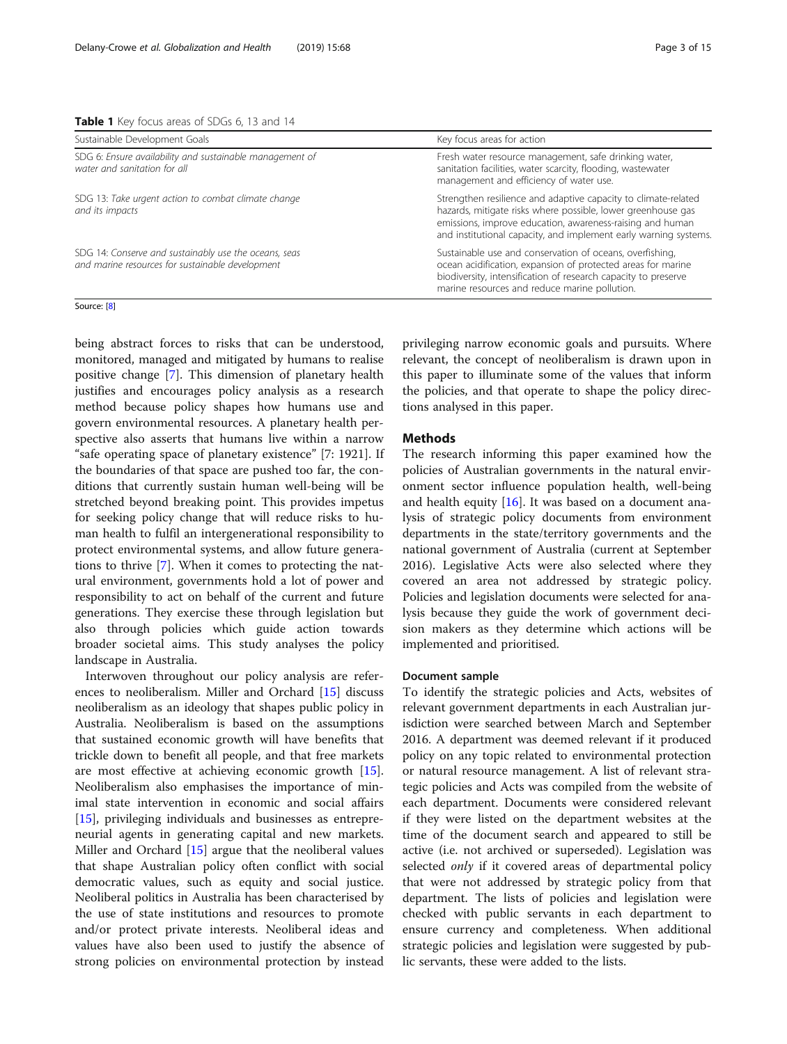**Table 1** Key focus areas of SDGs 6, 13 and 14

| Sustainable Development Goals | Key focus areas for action |
| --- | --- |
| SDG 6: *Ensure availability and sustainable management of water and sanitation for all* | Fresh water resource management, safe drinking water, sanitation facilities, water scarcity, flooding, wastewater management and efficiency of water use. |
| SDG 13: *Take urgent action to combat climate change and its impacts* | Strengthen resilience and adaptive capacity to climate-related hazards, mitigate risks where possible, lower greenhouse gas emissions, improve education, awareness-raising and human and institutional capacity, and implement early warning systems. |
| SDG 14: *Conserve and sustainably use the oceans, seas and marine resources for sustainable development* | Sustainable use and conservation of oceans, overfishing, ocean acidification, expansion of protected areas for marine biodiversity, intensification of research capacity to preserve marine resources and reduce marine pollution. |

Source: [8]

being abstract forces to risks that can be understood, monitored, managed and mitigated by humans to realise positive change [7]. This dimension of planetary health justifies and encourages policy analysis as a research method because policy shapes how humans use and govern environmental resources. A planetary health perspective also asserts that humans live within a narrow "safe operating space of planetary existence" [7: 1921]. If the boundaries of that space are pushed too far, the conditions that currently sustain human well-being will be stretched beyond breaking point. This provides impetus for seeking policy change that will reduce risks to human health to fulfil an intergenerational responsibility to protect environmental systems, and allow future generations to thrive [7]. When it comes to protecting the natural environment, governments hold a lot of power and responsibility to act on behalf of the current and future generations. They exercise these through legislation but also through policies which guide action towards broader societal aims. This study analyses the policy landscape in Australia.

Interwoven throughout our policy analysis are references to neoliberalism. Miller and Orchard [15] discuss neoliberalism as an ideology that shapes public policy in Australia. Neoliberalism is based on the assumptions that sustained economic growth will have benefits that trickle down to benefit all people, and that free markets are most effective at achieving economic growth [15]. Neoliberalism also emphasises the importance of minimal state intervention in economic and social affairs [15], privileging individuals and businesses as entrepreneurial agents in generating capital and new markets. Miller and Orchard [15] argue that the neoliberal values that shape Australian policy often conflict with social democratic values, such as equity and social justice. Neoliberal politics in Australia has been characterised by the use of state institutions and resources to promote and/or protect private interests. Neoliberal ideas and values have also been used to justify the absence of strong policies on environmental protection by instead privileging narrow economic goals and pursuits. Where relevant, the concept of neoliberalism is drawn upon in this paper to illuminate some of the values that inform the policies, and that operate to shape the policy directions analysed in this paper.

## Methods

The research informing this paper examined how the policies of Australian governments in the natural environment sector influence population health, well-being and health equity [16]. It was based on a document analysis of strategic policy documents from environment departments in the state/territory governments and the national government of Australia (current at September 2016). Legislative Acts were also selected where they covered an area not addressed by strategic policy. Policies and legislation documents were selected for analysis because they guide the work of government decision makers as they determine which actions will be implemented and prioritised.

### Document sample

To identify the strategic policies and Acts, websites of relevant government departments in each Australian jurisdiction were searched between March and September 2016. A department was deemed relevant if it produced policy on any topic related to environmental protection or natural resource management. A list of relevant strategic policies and Acts was compiled from the website of each department. Documents were considered relevant if they were listed on the department websites at the time of the document search and appeared to still be active (i.e. not archived or superseded). Legislation was selected *only* if it covered areas of departmental policy that were not addressed by strategic policy from that department. The lists of policies and legislation were checked with public servants in each department to ensure currency and completeness. When additional strategic policies and legislation were suggested by public servants, these were added to the lists.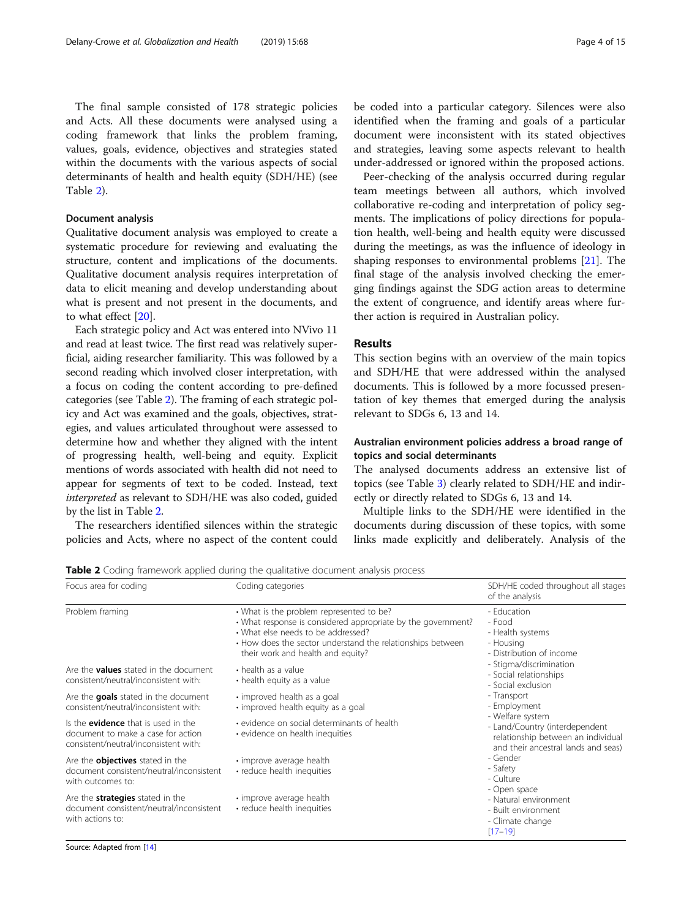The final sample consisted of 178 strategic policies and Acts. All these documents were analysed using a coding framework that links the problem framing, values, goals, evidence, objectives and strategies stated within the documents with the various aspects of social determinants of health and health equity (SDH/HE) (see Table 2).

### Document analysis

Qualitative document analysis was employed to create a systematic procedure for reviewing and evaluating the structure, content and implications of the documents. Qualitative document analysis requires interpretation of data to elicit meaning and develop understanding about what is present and not present in the documents, and to what effect [20].

Each strategic policy and Act was entered into NVivo 11 and read at least twice. The first read was relatively superficial, aiding researcher familiarity. This was followed by a second reading which involved closer interpretation, with a focus on coding the content according to pre-defined categories (see Table 2). The framing of each strategic policy and Act was examined and the goals, objectives, strategies, and values articulated throughout were assessed to determine how and whether they aligned with the intent of progressing health, well-being and equity. Explicit mentions of words associated with health did not need to appear for segments of text to be coded. Instead, text *interpreted* as relevant to SDH/HE was also coded, guided by the list in Table 2.

The researchers identified silences within the strategic policies and Acts, where no aspect of the content could be coded into a particular category. Silences were also identified when the framing and goals of a particular document were inconsistent with its stated objectives and strategies, leaving some aspects relevant to health under-addressed or ignored within the proposed actions.

Peer-checking of the analysis occurred during regular team meetings between all authors, which involved collaborative re-coding and interpretation of policy segments. The implications of policy directions for population health, well-being and health equity were discussed during the meetings, as was the influence of ideology in shaping responses to environmental problems [21]. The final stage of the analysis involved checking the emerging findings against the SDG action areas to determine the extent of congruence, and identify areas where further action is required in Australian policy.

## Results

This section begins with an overview of the main topics and SDH/HE that were addressed within the analysed documents. This is followed by a more focussed presentation of key themes that emerged during the analysis relevant to SDGs 6, 13 and 14.

### Australian environment policies address a broad range of topics and social determinants

The analysed documents address an extensive list of topics (see Table 3) clearly related to SDH/HE and indirectly or directly related to SDGs 6, 13 and 14.

Multiple links to the SDH/HE were identified in the documents during discussion of these topics, with some links made explicitly and deliberately. Analysis of the

**Table 2** Coding framework applied during the qualitative document analysis process

| Focus area for coding | Coding categories | SDH/HE coded throughout all stages of the analysis |
|---|---|---|
| Problem framing | • What is the problem represented to be?<br>• What response is considered appropriate by the government?<br>• What else needs to be addressed?<br>• How does the sector understand the relationships between their work and health and equity? | - Education<br>- Food<br>- Health systems<br>- Housing<br>- Distribution of income<br>- Stigma/discrimination<br>- Social relationships<br>- Social exclusion<br>- Transport<br>- Employment<br>- Welfare system<br>- Land/Country (interdependent relationship between an individual and their ancestral lands and seas)<br>- Gender<br>- Safety<br>- Culture<br>- Open space<br>- Natural environment<br>- Built environment<br>- Climate change<br>[17–19] |
| Are the **values** stated in the document consistent/neutral/inconsistent with: | • health as a value<br>• health equity as a value | |
| Are the **goals** stated in the document consistent/neutral/inconsistent with: | • improved health as a goal<br>• improved health equity as a goal | |
| Is the **evidence** that is used in the document to make a case for action consistent/neutral/inconsistent with: | • evidence on social determinants of health<br>• evidence on health inequities | |
| Are the **objectives** stated in the document consistent/neutral/inconsistent with outcomes to: | • improve average health<br>• reduce health inequities | |
| Are the **strategies** stated in the document consistent/neutral/inconsistent with actions to: | • improve average health<br>• reduce health inequities | |

Source: Adapted from [14]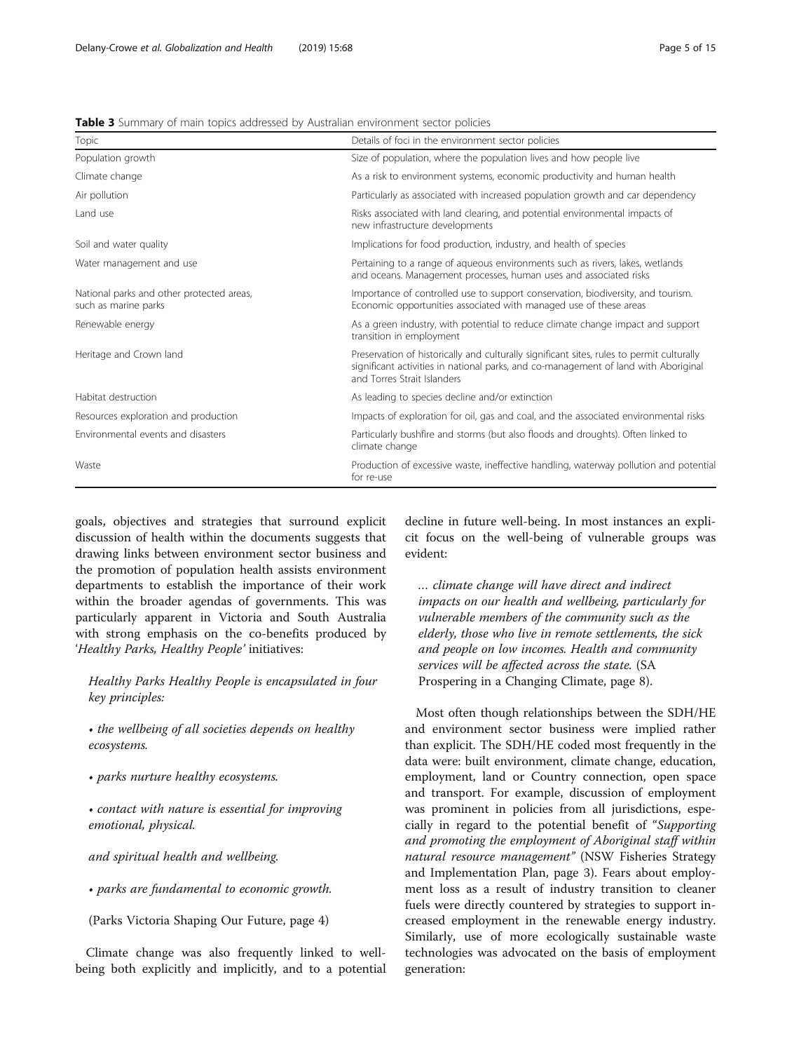**Table 3** Summary of main topics addressed by Australian environment sector policies

| Topic | Details of foci in the environment sector policies |
|---|---|
| Population growth | Size of population, where the population lives and how people live |
| Climate change | As a risk to environment systems, economic productivity and human health |
| Air pollution | Particularly as associated with increased population growth and car dependency |
| Land use | Risks associated with land clearing, and potential environmental impacts of new infrastructure developments |
| Soil and water quality | Implications for food production, industry, and health of species |
| Water management and use | Pertaining to a range of aqueous environments such as rivers, lakes, wetlands and oceans. Management processes, human uses and associated risks |
| National parks and other protected areas, such as marine parks | Importance of controlled use to support conservation, biodiversity, and tourism. Economic opportunities associated with managed use of these areas |
| Renewable energy | As a green industry, with potential to reduce climate change impact and support transition in employment |
| Heritage and Crown land | Preservation of historically and culturally significant sites, rules to permit culturally significant activities in national parks, and co-management of land with Aboriginal and Torres Strait Islanders |
| Habitat destruction | As leading to species decline and/or extinction |
| Resources exploration and production | Impacts of exploration for oil, gas and coal, and the associated environmental risks |
| Environmental events and disasters | Particularly bushfire and storms (but also floods and droughts). Often linked to climate change |
| Waste | Production of excessive waste, ineffective handling, waterway pollution and potential for re-use |

goals, objectives and strategies that surround explicit discussion of health within the documents suggests that drawing links between environment sector business and the promotion of population health assists environment departments to establish the importance of their work within the broader agendas of governments. This was particularly apparent in Victoria and South Australia with strong emphasis on the co-benefits produced by '*Healthy Parks, Healthy People'* initiatives:

> *Healthy Parks Healthy People is encapsulated in four key principles:*
>
> *• the wellbeing of all societies depends on healthy ecosystems.*
>
> *• parks nurture healthy ecosystems.*
>
> *• contact with nature is essential for improving emotional, physical.*
>
> *and spiritual health and wellbeing.*
>
> *• parks are fundamental to economic growth.*
>
> (Parks Victoria Shaping Our Future, page 4)

Climate change was also frequently linked to well-being both explicitly and implicitly, and to a potential decline in future well-being. In most instances an explicit focus on the well-being of vulnerable groups was evident:

> *… climate change will have direct and indirect impacts on our health and wellbeing, particularly for vulnerable members of the community such as the elderly, those who live in remote settlements, the sick and people on low incomes. Health and community services will be affected across the state.* (SA Prospering in a Changing Climate, page 8).

Most often though relationships between the SDH/HE and environment sector business were implied rather than explicit. The SDH/HE coded most frequently in the data were: built environment, climate change, education, employment, land or Country connection, open space and transport. For example, discussion of employment was prominent in policies from all jurisdictions, especially in regard to the potential benefit of "*Supporting and promoting the employment of Aboriginal staff within natural resource management"* (NSW Fisheries Strategy and Implementation Plan, page 3). Fears about employment loss as a result of industry transition to cleaner fuels were directly countered by strategies to support increased employment in the renewable energy industry. Similarly, use of more ecologically sustainable waste technologies was advocated on the basis of employment generation: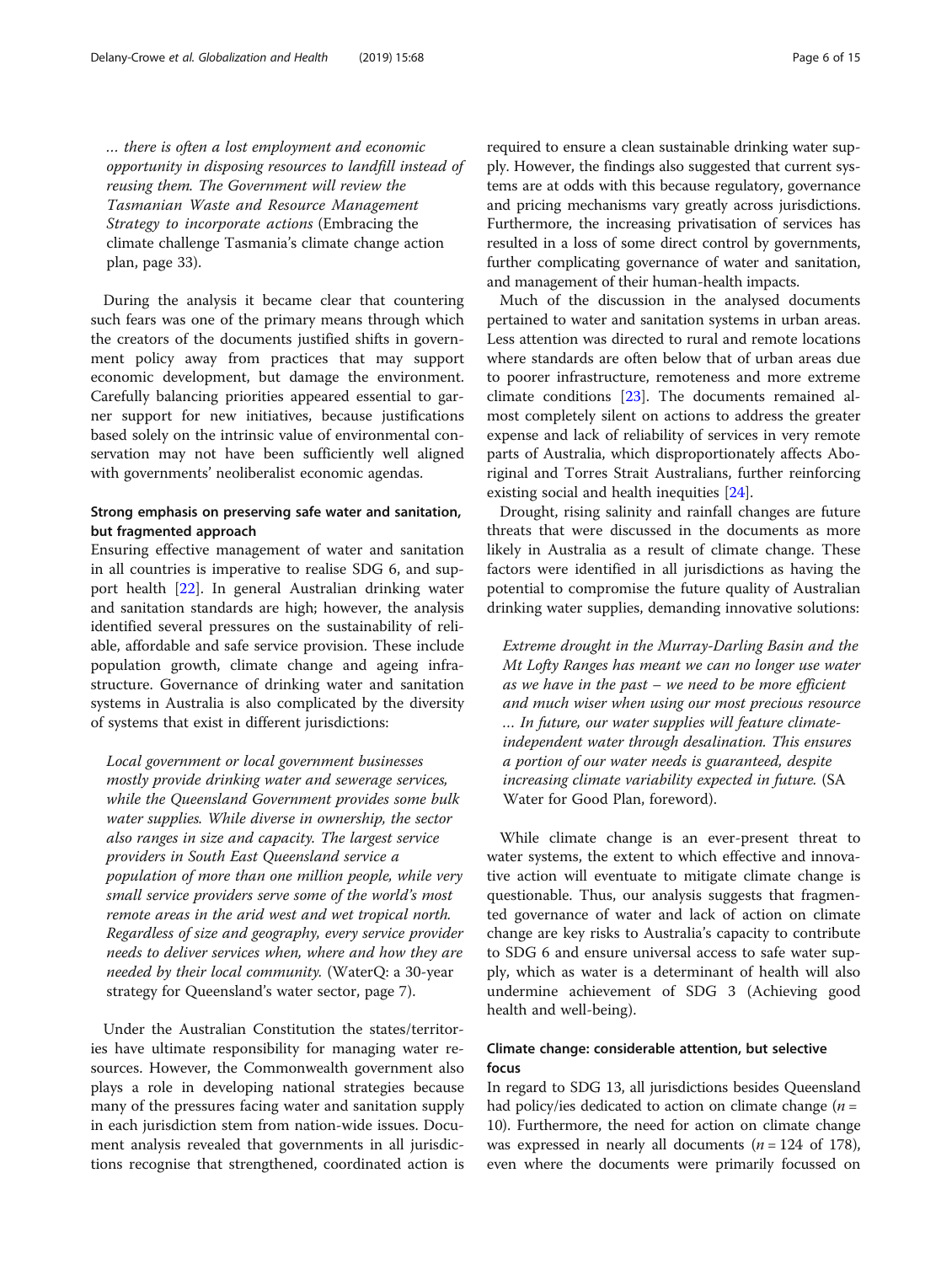*… there is often a lost employment and economic opportunity in disposing resources to landfill instead of reusing them. The Government will review the Tasmanian Waste and Resource Management Strategy to incorporate actions* (Embracing the climate challenge Tasmania's climate change action plan, page 33).

During the analysis it became clear that countering such fears was one of the primary means through which the creators of the documents justified shifts in government policy away from practices that may support economic development, but damage the environment. Carefully balancing priorities appeared essential to garner support for new initiatives, because justifications based solely on the intrinsic value of environmental conservation may not have been sufficiently well aligned with governments' neoliberalist economic agendas.

### Strong emphasis on preserving safe water and sanitation, but fragmented approach

Ensuring effective management of water and sanitation in all countries is imperative to realise SDG 6, and support health [22]. In general Australian drinking water and sanitation standards are high; however, the analysis identified several pressures on the sustainability of reliable, affordable and safe service provision. These include population growth, climate change and ageing infrastructure. Governance of drinking water and sanitation systems in Australia is also complicated by the diversity of systems that exist in different jurisdictions:

*Local government or local government businesses mostly provide drinking water and sewerage services, while the Queensland Government provides some bulk water supplies. While diverse in ownership, the sector also ranges in size and capacity. The largest service providers in South East Queensland service a population of more than one million people, while very small service providers serve some of the world's most remote areas in the arid west and wet tropical north. Regardless of size and geography, every service provider needs to deliver services when, where and how they are needed by their local community.* (WaterQ: a 30-year strategy for Queensland's water sector, page 7).

Under the Australian Constitution the states/territories have ultimate responsibility for managing water resources. However, the Commonwealth government also plays a role in developing national strategies because many of the pressures facing water and sanitation supply in each jurisdiction stem from nation-wide issues. Document analysis revealed that governments in all jurisdictions recognise that strengthened, coordinated action is required to ensure a clean sustainable drinking water supply. However, the findings also suggested that current systems are at odds with this because regulatory, governance and pricing mechanisms vary greatly across jurisdictions. Furthermore, the increasing privatisation of services has resulted in a loss of some direct control by governments, further complicating governance of water and sanitation, and management of their human-health impacts.

Much of the discussion in the analysed documents pertained to water and sanitation systems in urban areas. Less attention was directed to rural and remote locations where standards are often below that of urban areas due to poorer infrastructure, remoteness and more extreme climate conditions [23]. The documents remained almost completely silent on actions to address the greater expense and lack of reliability of services in very remote parts of Australia, which disproportionately affects Aboriginal and Torres Strait Australians, further reinforcing existing social and health inequities [24].

Drought, rising salinity and rainfall changes are future threats that were discussed in the documents as more likely in Australia as a result of climate change. These factors were identified in all jurisdictions as having the potential to compromise the future quality of Australian drinking water supplies, demanding innovative solutions:

*Extreme drought in the Murray-Darling Basin and the Mt Lofty Ranges has meant we can no longer use water as we have in the past – we need to be more efficient and much wiser when using our most precious resource … In future, our water supplies will feature climate-independent water through desalination. This ensures a portion of our water needs is guaranteed, despite increasing climate variability expected in future.* (SA Water for Good Plan, foreword).

While climate change is an ever-present threat to water systems, the extent to which effective and innovative action will eventuate to mitigate climate change is questionable. Thus, our analysis suggests that fragmented governance of water and lack of action on climate change are key risks to Australia's capacity to contribute to SDG 6 and ensure universal access to safe water supply, which as water is a determinant of health will also undermine achievement of SDG 3 (Achieving good health and well-being).

### Climate change: considerable attention, but selective focus

In regard to SDG 13, all jurisdictions besides Queensland had policy/ies dedicated to action on climate change ($n$ = 10). Furthermore, the need for action on climate change was expressed in nearly all documents ($n$ = 124 of 178), even where the documents were primarily focussed on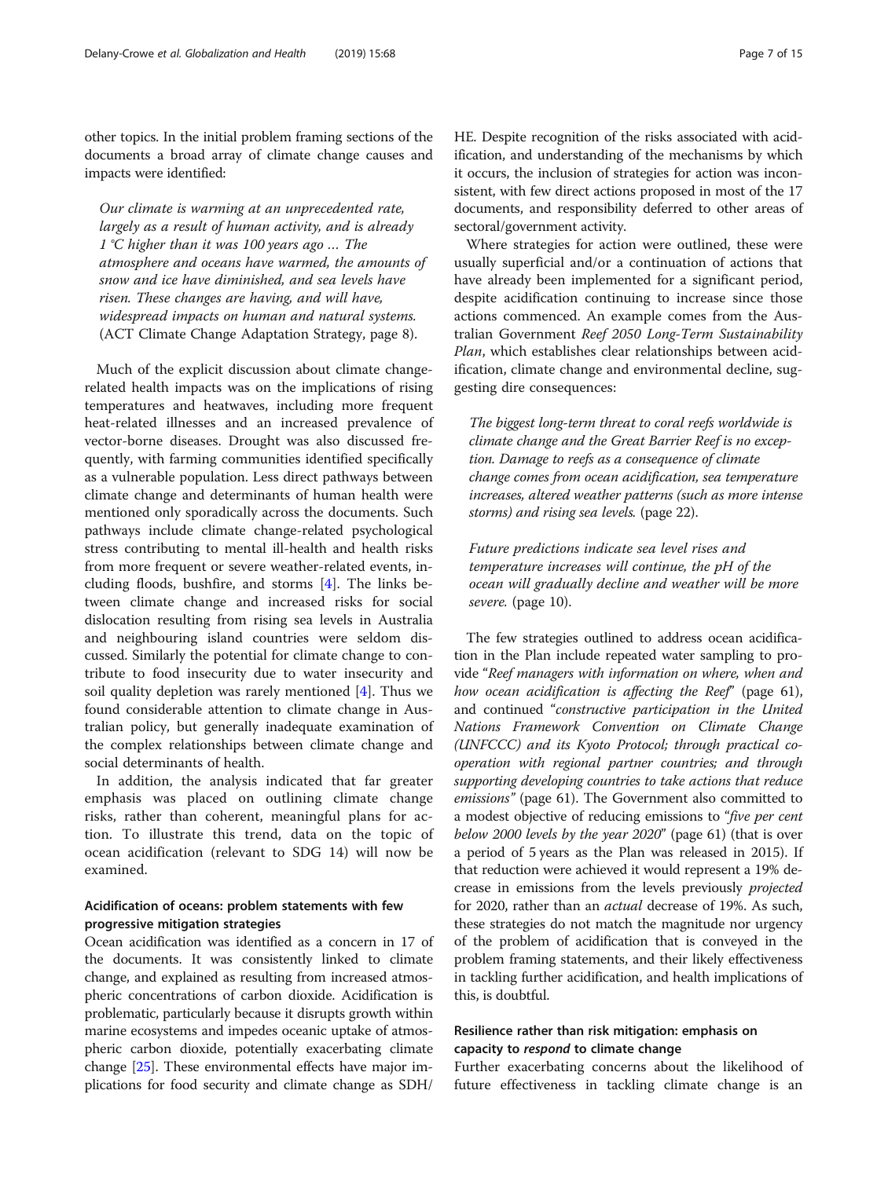other topics. In the initial problem framing sections of the documents a broad array of climate change causes and impacts were identified:

> *Our climate is warming at an unprecedented rate, largely as a result of human activity, and is already 1 °C higher than it was 100 years ago … The atmosphere and oceans have warmed, the amounts of snow and ice have diminished, and sea levels have risen. These changes are having, and will have, widespread impacts on human and natural systems.* (ACT Climate Change Adaptation Strategy, page 8).

Much of the explicit discussion about climate change-related health impacts was on the implications of rising temperatures and heatwaves, including more frequent heat-related illnesses and an increased prevalence of vector-borne diseases. Drought was also discussed frequently, with farming communities identified specifically as a vulnerable population. Less direct pathways between climate change and determinants of human health were mentioned only sporadically across the documents. Such pathways include climate change-related psychological stress contributing to mental ill-health and health risks from more frequent or severe weather-related events, including floods, bushfire, and storms [4]. The links between climate change and increased risks for social dislocation resulting from rising sea levels in Australia and neighbouring island countries were seldom discussed. Similarly the potential for climate change to contribute to food insecurity due to water insecurity and soil quality depletion was rarely mentioned [4]. Thus we found considerable attention to climate change in Australian policy, but generally inadequate examination of the complex relationships between climate change and social determinants of health.

In addition, the analysis indicated that far greater emphasis was placed on outlining climate change risks, rather than coherent, meaningful plans for action. To illustrate this trend, data on the topic of ocean acidification (relevant to SDG 14) will now be examined.

### Acidification of oceans: problem statements with few progressive mitigation strategies

Ocean acidification was identified as a concern in 17 of the documents. It was consistently linked to climate change, and explained as resulting from increased atmospheric concentrations of carbon dioxide. Acidification is problematic, particularly because it disrupts growth within marine ecosystems and impedes oceanic uptake of atmospheric carbon dioxide, potentially exacerbating climate change [25]. These environmental effects have major implications for food security and climate change as SDH/HE. Despite recognition of the risks associated with acidification, and understanding of the mechanisms by which it occurs, the inclusion of strategies for action was inconsistent, with few direct actions proposed in most of the 17 documents, and responsibility deferred to other areas of sectoral/government activity.

Where strategies for action were outlined, these were usually superficial and/or a continuation of actions that have already been implemented for a significant period, despite acidification continuing to increase since those actions commenced. An example comes from the Australian Government *Reef 2050 Long-Term Sustainability Plan*, which establishes clear relationships between acidification, climate change and environmental decline, suggesting dire consequences:

> *The biggest long-term threat to coral reefs worldwide is climate change and the Great Barrier Reef is no exception. Damage to reefs as a consequence of climate change comes from ocean acidification, sea temperature increases, altered weather patterns (such as more intense storms) and rising sea levels.* (page 22).

> *Future predictions indicate sea level rises and temperature increases will continue, the pH of the ocean will gradually decline and weather will be more severe.* (page 10).

The few strategies outlined to address ocean acidification in the Plan include repeated water sampling to provide "*Reef managers with information on where, when and how ocean acidification is affecting the Reef*" (page 61), and continued "*constructive participation in the United Nations Framework Convention on Climate Change (UNFCCC) and its Kyoto Protocol; through practical co-operation with regional partner countries; and through supporting developing countries to take actions that reduce emissions*" (page 61). The Government also committed to a modest objective of reducing emissions to "*five per cent below 2000 levels by the year 2020*" (page 61) (that is over a period of 5 years as the Plan was released in 2015). If that reduction were achieved it would represent a 19% decrease in emissions from the levels previously *projected* for 2020, rather than an *actual* decrease of 19%. As such, these strategies do not match the magnitude nor urgency of the problem of acidification that is conveyed in the problem framing statements, and their likely effectiveness in tackling further acidification, and health implications of this, is doubtful.

### Resilience rather than risk mitigation: emphasis on capacity to *respond* to climate change

Further exacerbating concerns about the likelihood of future effectiveness in tackling climate change is an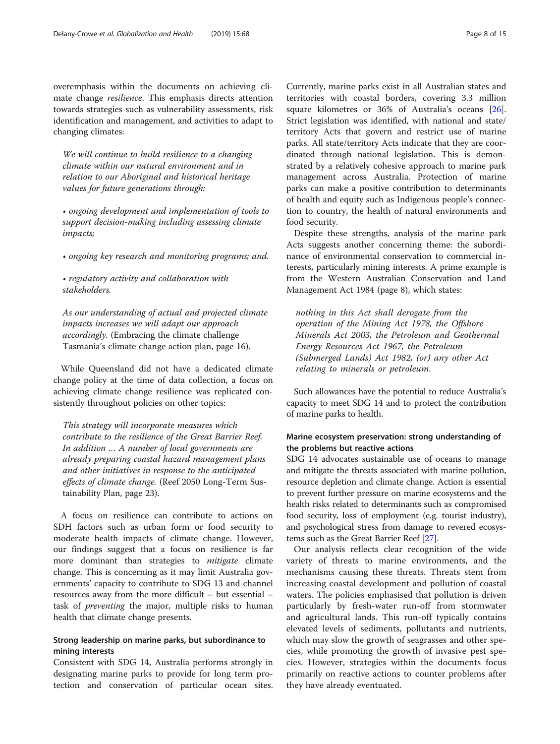overemphasis within the documents on achieving climate change *resilience*. This emphasis directs attention towards strategies such as vulnerability assessments, risk identification and management, and activities to adapt to changing climates:

> *We will continue to build resilience to a changing climate within our natural environment and in relation to our Aboriginal and historical heritage values for future generations through:*
>
> *• ongoing development and implementation of tools to support decision-making including assessing climate impacts;*
>
> *• ongoing key research and monitoring programs; and.*
>
> *• regulatory activity and collaboration with stakeholders.*
>
> *As our understanding of actual and projected climate impacts increases we will adapt our approach accordingly.* (Embracing the climate challenge Tasmania's climate change action plan, page 16).

While Queensland did not have a dedicated climate change policy at the time of data collection, a focus on achieving climate change resilience was replicated consistently throughout policies on other topics:

> *This strategy will incorporate measures which contribute to the resilience of the Great Barrier Reef. In addition … A number of local governments are already preparing coastal hazard management plans and other initiatives in response to the anticipated effects of climate change.* (Reef 2050 Long-Term Sustainability Plan, page 23).

A focus on resilience can contribute to actions on SDH factors such as urban form or food security to moderate health impacts of climate change. However, our findings suggest that a focus on resilience is far more dominant than strategies to *mitigate* climate change. This is concerning as it may limit Australia governments' capacity to contribute to SDG 13 and channel resources away from the more difficult – but essential – task of *preventing* the major, multiple risks to human health that climate change presents.

### Strong leadership on marine parks, but subordinance to mining interests

Consistent with SDG 14, Australia performs strongly in designating marine parks to provide for long term protection and conservation of particular ocean sites. Currently, marine parks exist in all Australian states and territories with coastal borders, covering 3.3 million square kilometres or 36% of Australia's oceans [26]. Strict legislation was identified, with national and state/territory Acts that govern and restrict use of marine parks. All state/territory Acts indicate that they are coordinated through national legislation. This is demonstrated by a relatively cohesive approach to marine park management across Australia. Protection of marine parks can make a positive contribution to determinants of health and equity such as Indigenous people's connection to country, the health of natural environments and food security.

Despite these strengths, analysis of the marine park Acts suggests another concerning theme: the subordinance of environmental conservation to commercial interests, particularly mining interests. A prime example is from the Western Australian Conservation and Land Management Act 1984 (page 8), which states:

> *nothing in this Act shall derogate from the operation of the Mining Act 1978, the Offshore Minerals Act 2003, the Petroleum and Geothermal Energy Resources Act 1967, the Petroleum (Submerged Lands) Act 1982, (or) any other Act relating to minerals or petroleum.*

Such allowances have the potential to reduce Australia's capacity to meet SDG 14 and to protect the contribution of marine parks to health.

### Marine ecosystem preservation: strong understanding of the problems but reactive actions

SDG 14 advocates sustainable use of oceans to manage and mitigate the threats associated with marine pollution, resource depletion and climate change. Action is essential to prevent further pressure on marine ecosystems and the health risks related to determinants such as compromised food security, loss of employment (e.g. tourist industry), and psychological stress from damage to revered ecosystems such as the Great Barrier Reef [27].

Our analysis reflects clear recognition of the wide variety of threats to marine environments, and the mechanisms causing these threats. Threats stem from increasing coastal development and pollution of coastal waters. The policies emphasised that pollution is driven particularly by fresh-water run-off from stormwater and agricultural lands. This run-off typically contains elevated levels of sediments, pollutants and nutrients, which may slow the growth of seagrasses and other species, while promoting the growth of invasive pest species. However, strategies within the documents focus primarily on reactive actions to counter problems after they have already eventuated.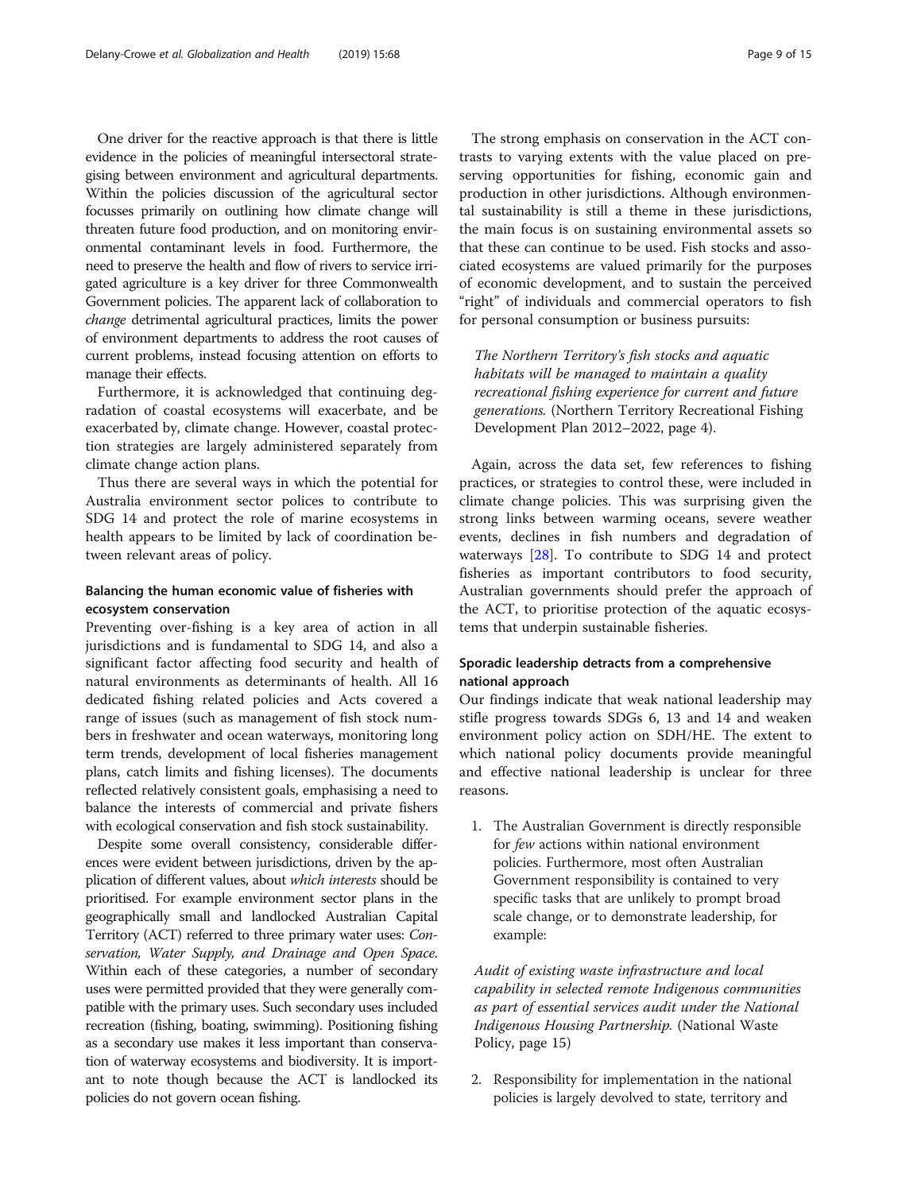One driver for the reactive approach is that there is little evidence in the policies of meaningful intersectoral strategising between environment and agricultural departments. Within the policies discussion of the agricultural sector focusses primarily on outlining how climate change will threaten future food production, and on monitoring environmental contaminant levels in food. Furthermore, the need to preserve the health and flow of rivers to service irrigated agriculture is a key driver for three Commonwealth Government policies. The apparent lack of collaboration to *change* detrimental agricultural practices, limits the power of environment departments to address the root causes of current problems, instead focusing attention on efforts to manage their effects.

Furthermore, it is acknowledged that continuing degradation of coastal ecosystems will exacerbate, and be exacerbated by, climate change. However, coastal protection strategies are largely administered separately from climate change action plans.

Thus there are several ways in which the potential for Australia environment sector polices to contribute to SDG 14 and protect the role of marine ecosystems in health appears to be limited by lack of coordination between relevant areas of policy.

## Balancing the human economic value of fisheries with ecosystem conservation

Preventing over-fishing is a key area of action in all jurisdictions and is fundamental to SDG 14, and also a significant factor affecting food security and health of natural environments as determinants of health. All 16 dedicated fishing related policies and Acts covered a range of issues (such as management of fish stock numbers in freshwater and ocean waterways, monitoring long term trends, development of local fisheries management plans, catch limits and fishing licenses). The documents reflected relatively consistent goals, emphasising a need to balance the interests of commercial and private fishers with ecological conservation and fish stock sustainability.

Despite some overall consistency, considerable differences were evident between jurisdictions, driven by the application of different values, about *which interests* should be prioritised. For example environment sector plans in the geographically small and landlocked Australian Capital Territory (ACT) referred to three primary water uses: *Conservation, Water Supply, and Drainage and Open Space*. Within each of these categories, a number of secondary uses were permitted provided that they were generally compatible with the primary uses. Such secondary uses included recreation (fishing, boating, swimming). Positioning fishing as a secondary use makes it less important than conservation of waterway ecosystems and biodiversity. It is important to note though because the ACT is landlocked its policies do not govern ocean fishing.

The strong emphasis on conservation in the ACT contrasts to varying extents with the value placed on preserving opportunities for fishing, economic gain and production in other jurisdictions. Although environmental sustainability is still a theme in these jurisdictions, the main focus is on sustaining environmental assets so that these can continue to be used. Fish stocks and associated ecosystems are valued primarily for the purposes of economic development, and to sustain the perceived "right" of individuals and commercial operators to fish for personal consumption or business pursuits:

> *The Northern Territory's fish stocks and aquatic habitats will be managed to maintain a quality recreational fishing experience for current and future generations.* (Northern Territory Recreational Fishing Development Plan 2012–2022, page 4).

Again, across the data set, few references to fishing practices, or strategies to control these, were included in climate change policies. This was surprising given the strong links between warming oceans, severe weather events, declines in fish numbers and degradation of waterways [28]. To contribute to SDG 14 and protect fisheries as important contributors to food security, Australian governments should prefer the approach of the ACT, to prioritise protection of the aquatic ecosystems that underpin sustainable fisheries.

## Sporadic leadership detracts from a comprehensive national approach

Our findings indicate that weak national leadership may stifle progress towards SDGs 6, 13 and 14 and weaken environment policy action on SDH/HE. The extent to which national policy documents provide meaningful and effective national leadership is unclear for three reasons.

1. The Australian Government is directly responsible for *few* actions within national environment policies. Furthermore, most often Australian Government responsibility is contained to very specific tasks that are unlikely to prompt broad scale change, or to demonstrate leadership, for example:

> *Audit of existing waste infrastructure and local capability in selected remote Indigenous communities as part of essential services audit under the National Indigenous Housing Partnership.* (National Waste Policy, page 15)

2. Responsibility for implementation in the national policies is largely devolved to state, territory and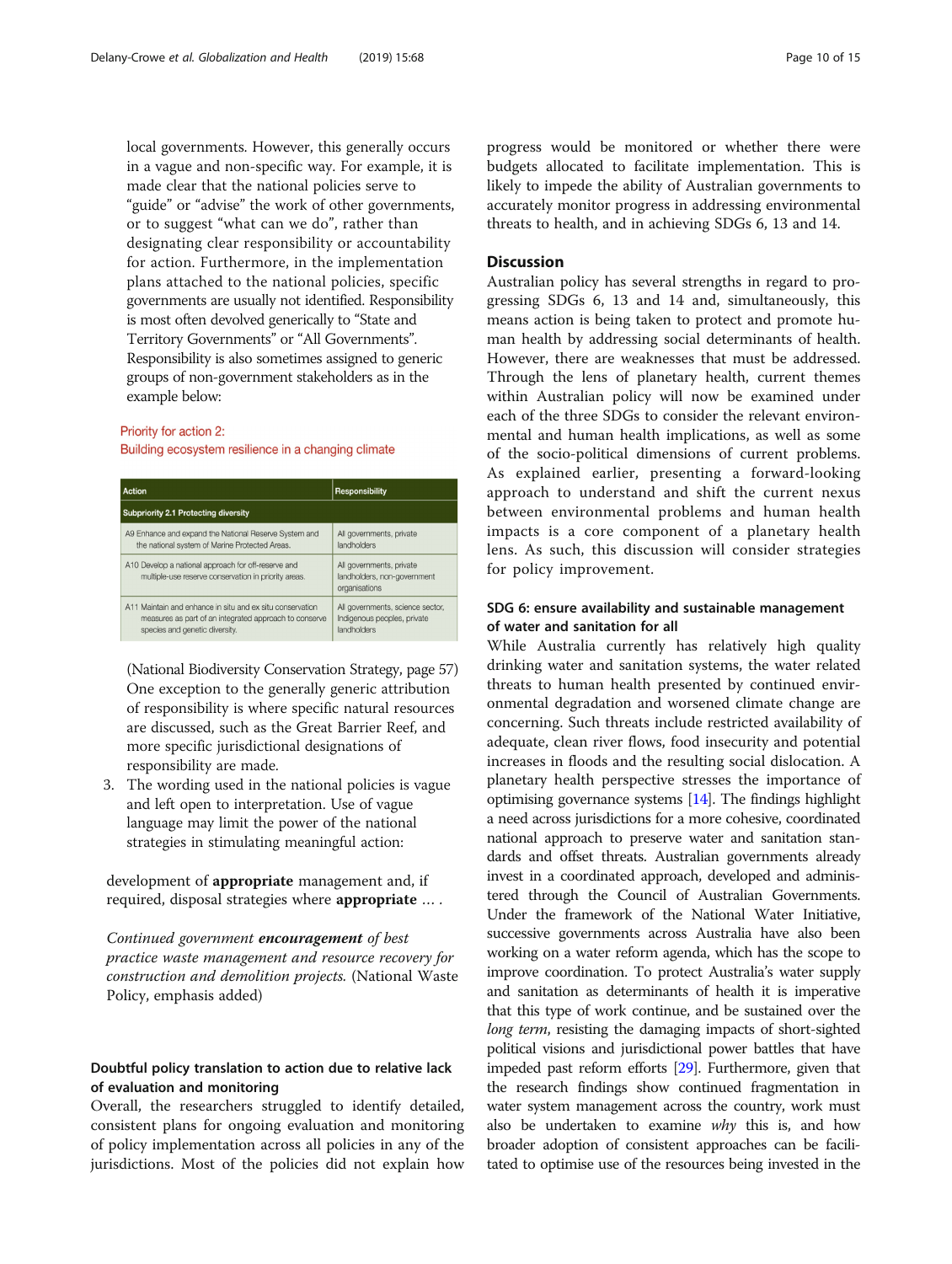local governments. However, this generally occurs in a vague and non-specific way. For example, it is made clear that the national policies serve to "guide" or "advise" the work of other governments, or to suggest "what can we do", rather than designating clear responsibility or accountability for action. Furthermore, in the implementation plans attached to the national policies, specific governments are usually not identified. Responsibility is most often devolved generically to "State and Territory Governments" or "All Governments". Responsibility is also sometimes assigned to generic groups of non-government stakeholders as in the example below:

Priority for action 2:
Building ecosystem resilience in a changing climate

| Action | Responsibility |
|---|---|
| **Subpriority 2.1 Protecting diversity** | |
| A9 Enhance and expand the National Reserve System and the national system of Marine Protected Areas. | All governments, private landholders |
| A10 Develop a national approach for off-reserve and multiple-use reserve conservation in priority areas. | All governments, private landholders, non-government organisations |
| A11 Maintain and enhance in situ and ex situ conservation measures as part of an integrated approach to conserve species and genetic diversity. | All governments, science sector, Indigenous peoples, private landholders |

(National Biodiversity Conservation Strategy, page 57)
One exception to the generally generic attribution of responsibility is where specific natural resources are discussed, such as the Great Barrier Reef, and more specific jurisdictional designations of responsibility are made.

3. The wording used in the national policies is vague and left open to interpretation. Use of vague language may limit the power of the national strategies in stimulating meaningful action:

development of **appropriate** management and, if required, disposal strategies where **appropriate** … .

*Continued government* ***encouragement*** *of best practice waste management and resource recovery for construction and demolition projects.* (National Waste Policy, emphasis added)

### Doubtful policy translation to action due to relative lack of evaluation and monitoring

Overall, the researchers struggled to identify detailed, consistent plans for ongoing evaluation and monitoring of policy implementation across all policies in any of the jurisdictions. Most of the policies did not explain how progress would be monitored or whether there were budgets allocated to facilitate implementation. This is likely to impede the ability of Australian governments to accurately monitor progress in addressing environmental threats to health, and in achieving SDGs 6, 13 and 14.

## Discussion

Australian policy has several strengths in regard to progressing SDGs 6, 13 and 14 and, simultaneously, this means action is being taken to protect and promote human health by addressing social determinants of health. However, there are weaknesses that must be addressed. Through the lens of planetary health, current themes within Australian policy will now be examined under each of the three SDGs to consider the relevant environmental and human health implications, as well as some of the socio-political dimensions of current problems. As explained earlier, presenting a forward-looking approach to understand and shift the current nexus between environmental problems and human health impacts is a core component of a planetary health lens. As such, this discussion will consider strategies for policy improvement.

### SDG 6: ensure availability and sustainable management of water and sanitation for all

While Australia currently has relatively high quality drinking water and sanitation systems, the water related threats to human health presented by continued environmental degradation and worsened climate change are concerning. Such threats include restricted availability of adequate, clean river flows, food insecurity and potential increases in floods and the resulting social dislocation. A planetary health perspective stresses the importance of optimising governance systems [14]. The findings highlight a need across jurisdictions for a more cohesive, coordinated national approach to preserve water and sanitation standards and offset threats. Australian governments already invest in a coordinated approach, developed and administered through the Council of Australian Governments. Under the framework of the National Water Initiative, successive governments across Australia have also been working on a water reform agenda, which has the scope to improve coordination. To protect Australia's water supply and sanitation as determinants of health it is imperative that this type of work continue, and be sustained over the *long term*, resisting the damaging impacts of short-sighted political visions and jurisdictional power battles that have impeded past reform efforts [29]. Furthermore, given that the research findings show continued fragmentation in water system management across the country, work must also be undertaken to examine *why* this is, and how broader adoption of consistent approaches can be facilitated to optimise use of the resources being invested in the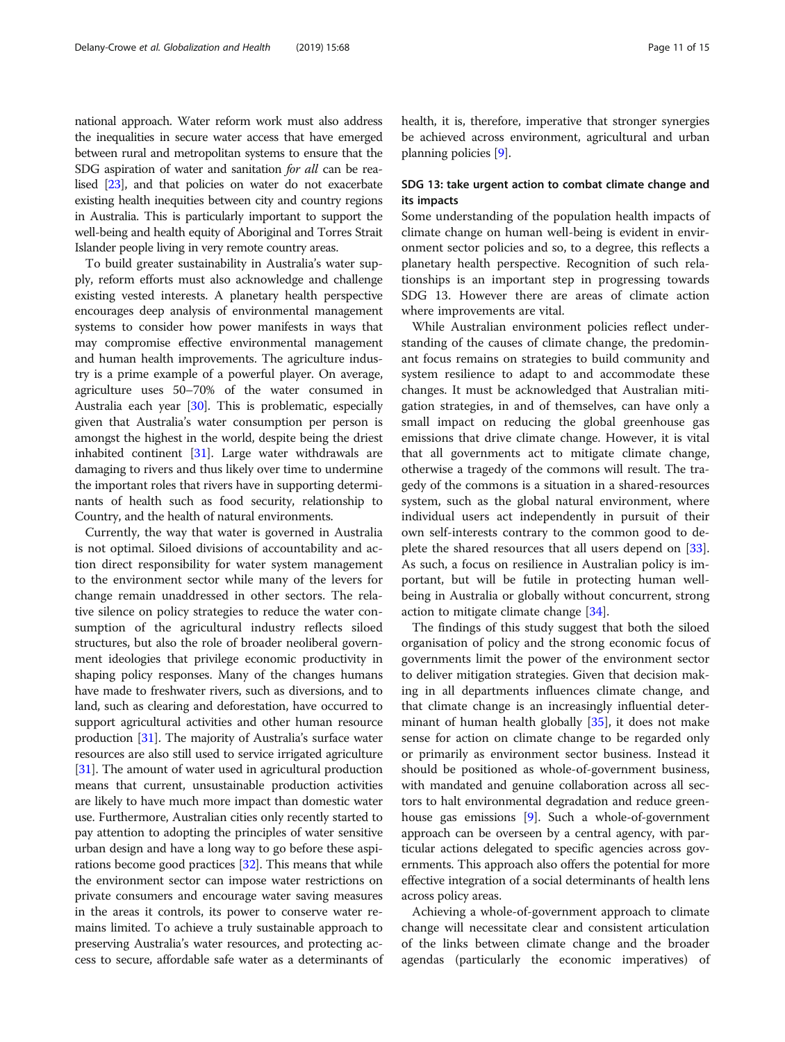national approach. Water reform work must also address the inequalities in secure water access that have emerged between rural and metropolitan systems to ensure that the SDG aspiration of water and sanitation *for all* can be realised [23], and that policies on water do not exacerbate existing health inequities between city and country regions in Australia. This is particularly important to support the well-being and health equity of Aboriginal and Torres Strait Islander people living in very remote country areas.

To build greater sustainability in Australia's water supply, reform efforts must also acknowledge and challenge existing vested interests. A planetary health perspective encourages deep analysis of environmental management systems to consider how power manifests in ways that may compromise effective environmental management and human health improvements. The agriculture industry is a prime example of a powerful player. On average, agriculture uses 50–70% of the water consumed in Australia each year [30]. This is problematic, especially given that Australia's water consumption per person is amongst the highest in the world, despite being the driest inhabited continent [31]. Large water withdrawals are damaging to rivers and thus likely over time to undermine the important roles that rivers have in supporting determinants of health such as food security, relationship to Country, and the health of natural environments.

Currently, the way that water is governed in Australia is not optimal. Siloed divisions of accountability and action direct responsibility for water system management to the environment sector while many of the levers for change remain unaddressed in other sectors. The relative silence on policy strategies to reduce the water consumption of the agricultural industry reflects siloed structures, but also the role of broader neoliberal government ideologies that privilege economic productivity in shaping policy responses. Many of the changes humans have made to freshwater rivers, such as diversions, and to land, such as clearing and deforestation, have occurred to support agricultural activities and other human resource production [31]. The majority of Australia's surface water resources are also still used to service irrigated agriculture [31]. The amount of water used in agricultural production means that current, unsustainable production activities are likely to have much more impact than domestic water use. Furthermore, Australian cities only recently started to pay attention to adopting the principles of water sensitive urban design and have a long way to go before these aspirations become good practices [32]. This means that while the environment sector can impose water restrictions on private consumers and encourage water saving measures in the areas it controls, its power to conserve water remains limited. To achieve a truly sustainable approach to preserving Australia's water resources, and protecting access to secure, affordable safe water as a determinants of health, it is, therefore, imperative that stronger synergies be achieved across environment, agricultural and urban planning policies [9].

## SDG 13: take urgent action to combat climate change and its impacts

Some understanding of the population health impacts of climate change on human well-being is evident in environment sector policies and so, to a degree, this reflects a planetary health perspective. Recognition of such relationships is an important step in progressing towards SDG 13. However there are areas of climate action where improvements are vital.

While Australian environment policies reflect understanding of the causes of climate change, the predominant focus remains on strategies to build community and system resilience to adapt to and accommodate these changes. It must be acknowledged that Australian mitigation strategies, in and of themselves, can have only a small impact on reducing the global greenhouse gas emissions that drive climate change. However, it is vital that all governments act to mitigate climate change, otherwise a tragedy of the commons will result. The tragedy of the commons is a situation in a shared-resources system, such as the global natural environment, where individual users act independently in pursuit of their own self-interests contrary to the common good to deplete the shared resources that all users depend on [33]. As such, a focus on resilience in Australian policy is important, but will be futile in protecting human well-being in Australia or globally without concurrent, strong action to mitigate climate change [34].

The findings of this study suggest that both the siloed organisation of policy and the strong economic focus of governments limit the power of the environment sector to deliver mitigation strategies. Given that decision making in all departments influences climate change, and that climate change is an increasingly influential determinant of human health globally [35], it does not make sense for action on climate change to be regarded only or primarily as environment sector business. Instead it should be positioned as whole-of-government business, with mandated and genuine collaboration across all sectors to halt environmental degradation and reduce greenhouse gas emissions [9]. Such a whole-of-government approach can be overseen by a central agency, with particular actions delegated to specific agencies across governments. This approach also offers the potential for more effective integration of a social determinants of health lens across policy areas.

Achieving a whole-of-government approach to climate change will necessitate clear and consistent articulation of the links between climate change and the broader agendas (particularly the economic imperatives) of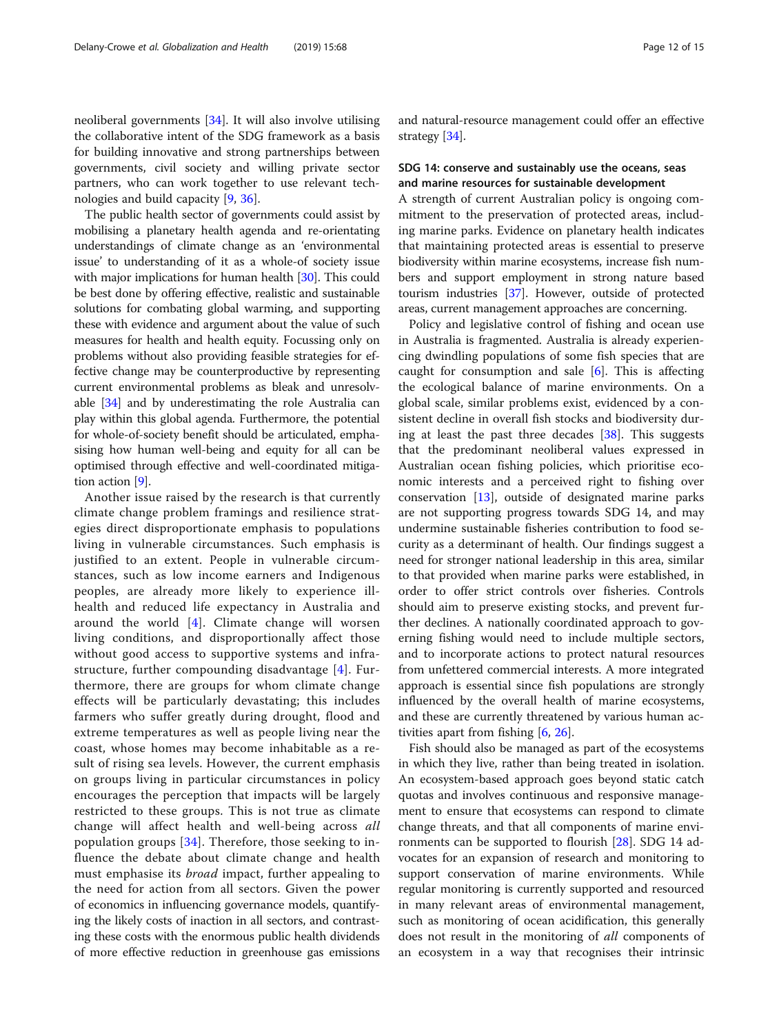neoliberal governments [34]. It will also involve utilising the collaborative intent of the SDG framework as a basis for building innovative and strong partnerships between governments, civil society and willing private sector partners, who can work together to use relevant technologies and build capacity [9, 36].

The public health sector of governments could assist by mobilising a planetary health agenda and re-orientating understandings of climate change as an 'environmental issue' to understanding of it as a whole-of society issue with major implications for human health [30]. This could be best done by offering effective, realistic and sustainable solutions for combating global warming, and supporting these with evidence and argument about the value of such measures for health and health equity. Focussing only on problems without also providing feasible strategies for effective change may be counterproductive by representing current environmental problems as bleak and unresolvable [34] and by underestimating the role Australia can play within this global agenda. Furthermore, the potential for whole-of-society benefit should be articulated, emphasising how human well-being and equity for all can be optimised through effective and well-coordinated mitigation action [9].

Another issue raised by the research is that currently climate change problem framings and resilience strategies direct disproportionate emphasis to populations living in vulnerable circumstances. Such emphasis is justified to an extent. People in vulnerable circumstances, such as low income earners and Indigenous peoples, are already more likely to experience ill-health and reduced life expectancy in Australia and around the world [4]. Climate change will worsen living conditions, and disproportionally affect those without good access to supportive systems and infrastructure, further compounding disadvantage [4]. Furthermore, there are groups for whom climate change effects will be particularly devastating; this includes farmers who suffer greatly during drought, flood and extreme temperatures as well as people living near the coast, whose homes may become inhabitable as a result of rising sea levels. However, the current emphasis on groups living in particular circumstances in policy encourages the perception that impacts will be largely restricted to these groups. This is not true as climate change will affect health and well-being across *all* population groups [34]. Therefore, those seeking to influence the debate about climate change and health must emphasise its *broad* impact, further appealing to the need for action from all sectors. Given the power of economics in influencing governance models, quantifying the likely costs of inaction in all sectors, and contrasting these costs with the enormous public health dividends of more effective reduction in greenhouse gas emissions and natural-resource management could offer an effective strategy [34].

### SDG 14: conserve and sustainably use the oceans, seas and marine resources for sustainable development

A strength of current Australian policy is ongoing commitment to the preservation of protected areas, including marine parks. Evidence on planetary health indicates that maintaining protected areas is essential to preserve biodiversity within marine ecosystems, increase fish numbers and support employment in strong nature based tourism industries [37]. However, outside of protected areas, current management approaches are concerning.

Policy and legislative control of fishing and ocean use in Australia is fragmented. Australia is already experiencing dwindling populations of some fish species that are caught for consumption and sale [6]. This is affecting the ecological balance of marine environments. On a global scale, similar problems exist, evidenced by a consistent decline in overall fish stocks and biodiversity during at least the past three decades [38]. This suggests that the predominant neoliberal values expressed in Australian ocean fishing policies, which prioritise economic interests and a perceived right to fishing over conservation [13], outside of designated marine parks are not supporting progress towards SDG 14, and may undermine sustainable fisheries contribution to food security as a determinant of health. Our findings suggest a need for stronger national leadership in this area, similar to that provided when marine parks were established, in order to offer strict controls over fisheries. Controls should aim to preserve existing stocks, and prevent further declines. A nationally coordinated approach to governing fishing would need to include multiple sectors, and to incorporate actions to protect natural resources from unfettered commercial interests. A more integrated approach is essential since fish populations are strongly influenced by the overall health of marine ecosystems, and these are currently threatened by various human activities apart from fishing [6, 26].

Fish should also be managed as part of the ecosystems in which they live, rather than being treated in isolation. An ecosystem-based approach goes beyond static catch quotas and involves continuous and responsive management to ensure that ecosystems can respond to climate change threats, and that all components of marine environments can be supported to flourish [28]. SDG 14 advocates for an expansion of research and monitoring to support conservation of marine environments. While regular monitoring is currently supported and resourced in many relevant areas of environmental management, such as monitoring of ocean acidification, this generally does not result in the monitoring of *all* components of an ecosystem in a way that recognises their intrinsic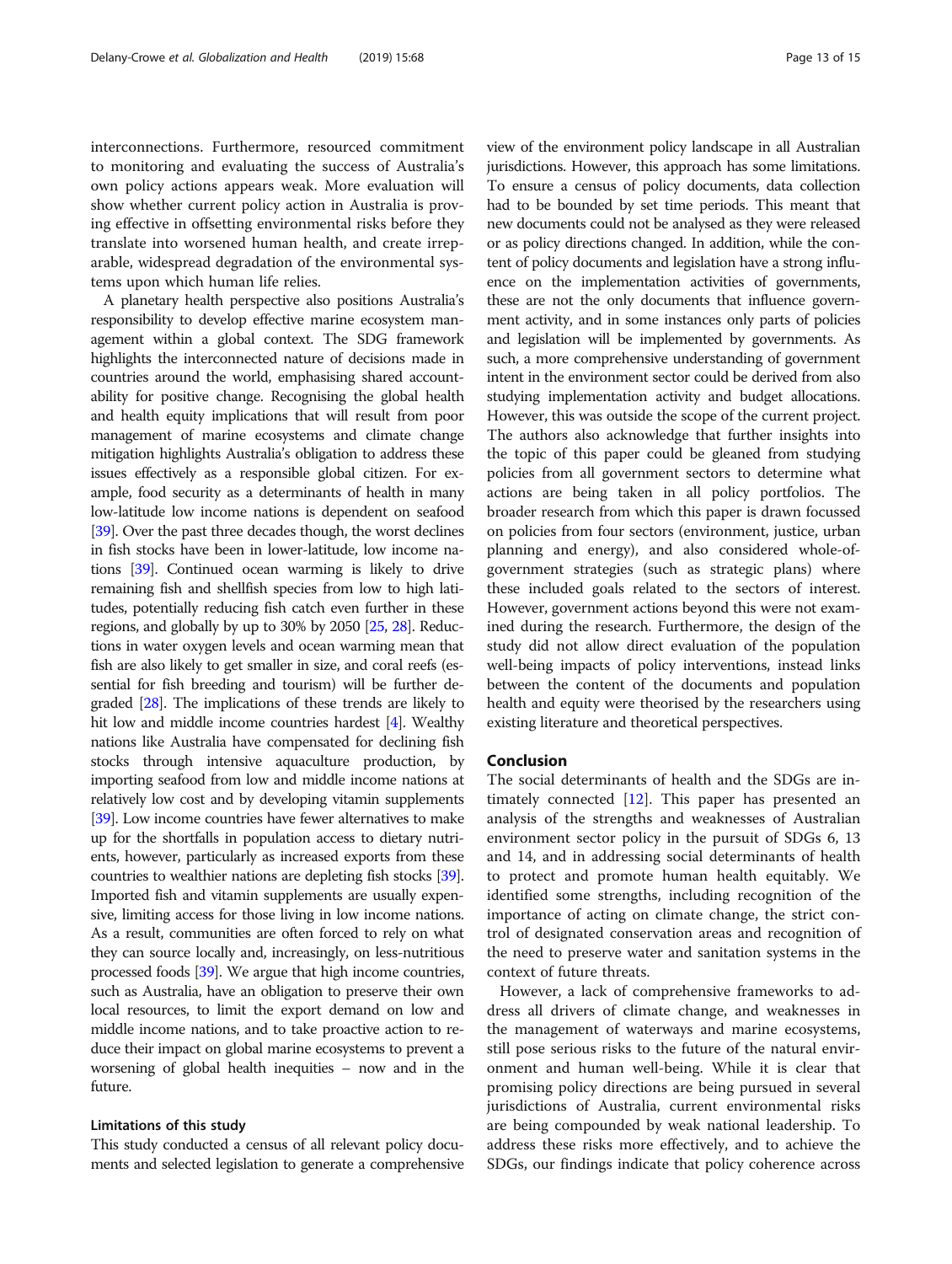interconnections. Furthermore, resourced commitment to monitoring and evaluating the success of Australia's own policy actions appears weak. More evaluation will show whether current policy action in Australia is proving effective in offsetting environmental risks before they translate into worsened human health, and create irreparable, widespread degradation of the environmental systems upon which human life relies.

A planetary health perspective also positions Australia's responsibility to develop effective marine ecosystem management within a global context. The SDG framework highlights the interconnected nature of decisions made in countries around the world, emphasising shared accountability for positive change. Recognising the global health and health equity implications that will result from poor management of marine ecosystems and climate change mitigation highlights Australia's obligation to address these issues effectively as a responsible global citizen. For example, food security as a determinants of health in many low-latitude low income nations is dependent on seafood [39]. Over the past three decades though, the worst declines in fish stocks have been in lower-latitude, low income nations [39]. Continued ocean warming is likely to drive remaining fish and shellfish species from low to high latitudes, potentially reducing fish catch even further in these regions, and globally by up to 30% by 2050 [25, 28]. Reductions in water oxygen levels and ocean warming mean that fish are also likely to get smaller in size, and coral reefs (essential for fish breeding and tourism) will be further degraded [28]. The implications of these trends are likely to hit low and middle income countries hardest [4]. Wealthy nations like Australia have compensated for declining fish stocks through intensive aquaculture production, by importing seafood from low and middle income nations at relatively low cost and by developing vitamin supplements [39]. Low income countries have fewer alternatives to make up for the shortfalls in population access to dietary nutrients, however, particularly as increased exports from these countries to wealthier nations are depleting fish stocks [39]. Imported fish and vitamin supplements are usually expensive, limiting access for those living in low income nations. As a result, communities are often forced to rely on what they can source locally and, increasingly, on less-nutritious processed foods [39]. We argue that high income countries, such as Australia, have an obligation to preserve their own local resources, to limit the export demand on low and middle income nations, and to take proactive action to reduce their impact on global marine ecosystems to prevent a worsening of global health inequities – now and in the future.

### Limitations of this study

This study conducted a census of all relevant policy documents and selected legislation to generate a comprehensive view of the environment policy landscape in all Australian jurisdictions. However, this approach has some limitations. To ensure a census of policy documents, data collection had to be bounded by set time periods. This meant that new documents could not be analysed as they were released or as policy directions changed. In addition, while the content of policy documents and legislation have a strong influence on the implementation activities of governments, these are not the only documents that influence government activity, and in some instances only parts of policies and legislation will be implemented by governments. As such, a more comprehensive understanding of government intent in the environment sector could be derived from also studying implementation activity and budget allocations. However, this was outside the scope of the current project. The authors also acknowledge that further insights into the topic of this paper could be gleaned from studying policies from all government sectors to determine what actions are being taken in all policy portfolios. The broader research from which this paper is drawn focussed on policies from four sectors (environment, justice, urban planning and energy), and also considered whole-of-government strategies (such as strategic plans) where these included goals related to the sectors of interest. However, government actions beyond this were not examined during the research. Furthermore, the design of the study did not allow direct evaluation of the population well-being impacts of policy interventions, instead links between the content of the documents and population health and equity were theorised by the researchers using existing literature and theoretical perspectives.

## Conclusion

The social determinants of health and the SDGs are intimately connected [12]. This paper has presented an analysis of the strengths and weaknesses of Australian environment sector policy in the pursuit of SDGs 6, 13 and 14, and in addressing social determinants of health to protect and promote human health equitably. We identified some strengths, including recognition of the importance of acting on climate change, the strict control of designated conservation areas and recognition of the need to preserve water and sanitation systems in the context of future threats.

However, a lack of comprehensive frameworks to address all drivers of climate change, and weaknesses in the management of waterways and marine ecosystems, still pose serious risks to the future of the natural environment and human well-being. While it is clear that promising policy directions are being pursued in several jurisdictions of Australia, current environmental risks are being compounded by weak national leadership. To address these risks more effectively, and to achieve the SDGs, our findings indicate that policy coherence across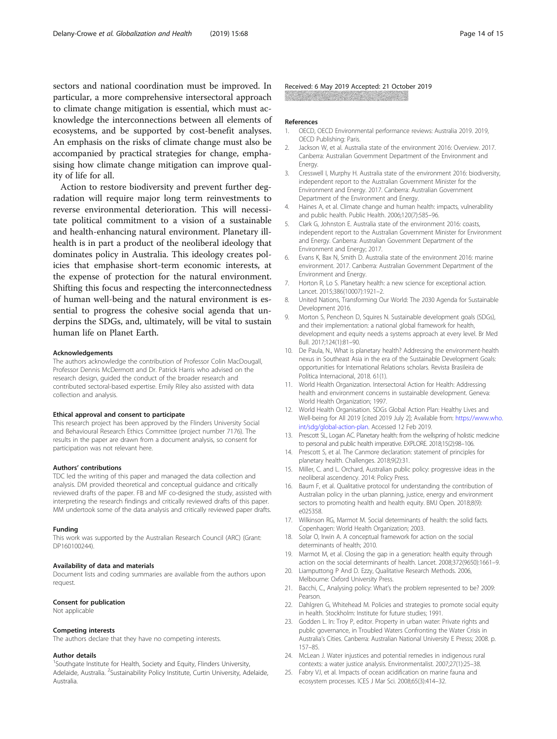sectors and national coordination must be improved. In particular, a more comprehensive intersectoral approach to climate change mitigation is essential, which must acknowledge the interconnections between all elements of ecosystems, and be supported by cost-benefit analyses. An emphasis on the risks of climate change must also be accompanied by practical strategies for change, emphasising how climate change mitigation can improve quality of life for all.

Action to restore biodiversity and prevent further degradation will require major long term reinvestments to reverse environmental deterioration. This will necessitate political commitment to a vision of a sustainable and health-enhancing natural environment. Planetary ill-health is in part a product of the neoliberal ideology that dominates policy in Australia. This ideology creates policies that emphasise short-term economic interests, at the expense of protection for the natural environment. Shifting this focus and respecting the interconnectedness of human well-being and the natural environment is essential to progress the cohesive social agenda that underpins the SDGs, and, ultimately, will be vital to sustain human life on Planet Earth.

#### Acknowledgements

The authors acknowledge the contribution of Professor Colin MacDougall, Professor Dennis McDermott and Dr. Patrick Harris who advised on the research design, guided the conduct of the broader research and contributed sectoral-based expertise. Emily Riley also assisted with data collection and analysis.

#### Ethical approval and consent to participate

This research project has been approved by the Flinders University Social and Behavioural Research Ethics Committee (project number 7176). The results in the paper are drawn from a document analysis, so consent for participation was not relevant here.

#### Authors' contributions

TDC led the writing of this paper and managed the data collection and analysis. DM provided theoretical and conceptual guidance and critically reviewed drafts of the paper. FB and MF co-designed the study, assisted with interpreting the research findings and critically reviewed drafts of this paper. MM undertook some of the data analysis and critically reviewed paper drafts.

#### Funding

This work was supported by the Australian Research Council (ARC) (Grant: DP160100244).

#### Availability of data and materials

Document lists and coding summaries are available from the authors upon request.

#### Consent for publication

Not applicable

#### Competing interests

The authors declare that they have no competing interests.

#### Author details

[1]Southgate Institute for Health, Society and Equity, Flinders University, Adelaide, Australia. [2]Sustainability Policy Institute, Curtin University, Adelaide, Australia.

Received: 6 May 2019 Accepted: 21 October 2019

#### References

1. OECD, OECD Environmental performance reviews: Australia 2019. 2019, OECD Publishing: Paris.
2. Jackson W, et al. Australia state of the environment 2016: Overview. 2017. Canberra: Australian Government Department of the Environment and Energy.
3. Cresswell I, Murphy H. Australia state of the environment 2016: biodiversity, independent report to the Australian Government Minister for the Environment and Energy. 2017. Canberra: Australian Government Department of the Environment and Energy.
4. Haines A, et al. Climate change and human health: impacts, vulnerability and public health. Public Health. 2006;120(7):585–96.
5. Clark G, Johnston E. Australia state of the environment 2016: coasts, independent report to the Australian Government Minister for Environment and Energy. Canberra: Australian Government Department of the Environment and Energy; 2017.
6. Evans K, Bax N, Smith D. Australia state of the environment 2016: marine environment. 2017. Canberra: Australian Government Department of the Environment and Energy.
7. Horton R, Lo S. Planetary health: a new science for exceptional action. Lancet. 2015;386(10007):1921–2.
8. United Nations, Transforming Our World: The 2030 Agenda for Sustainable Development 2016.
9. Morton S, Pencheon D, Squires N. Sustainable development goals (SDGs), and their implementation: a national global framework for health, development and equity needs a systems approach at every level. Br Med Bull. 2017;124(1):81–90.
10. De Paula, N., What is planetary health? Addressing the environment-health nexus in Southeast Asia in the era of the Sustainable Development Goals: opportunities for International Relations scholars. Revista Brasileira de Política Internacional, 2018. 61(1).
11. World Health Organization. Intersectoral Action for Health: Addressing health and environment concerns in sustainable development. Geneva: World Health Organization; 1997.
12. World Health Organisation. SDGs Global Action Plan: Healthy Lives and Well-being for All 2019 [cited 2019 July 2]; Available from: https://www.who.int/sdg/global-action-plan. Accessed 12 Feb 2019.
13. Prescott SL, Logan AC. Planetary health: from the wellspring of holistic medicine to personal and public health imperative. EXPLORE. 2018;15(2):98–106.
14. Prescott S, et al. The Canmore declaration: statement of principles for planetary health. Challenges. 2018;9(2):31.
15. Miller, C. and L. Orchard, Australian public policy: progressive ideas in the neoliberal ascendency. 2014: Policy Press.
16. Baum F, et al. Qualitative protocol for understanding the contribution of Australian policy in the urban planning, justice, energy and environment sectors to promoting health and health equity. BMJ Open. 2018;8(9): e025358.
17. Wilkinson RG, Marmot M. Social determinants of health: the solid facts. Copenhagen: World Health Organization; 2003.
18. Solar O, Irwin A. A conceptual framework for action on the social determinants of health; 2010.
19. Marmot M, et al. Closing the gap in a generation: health equity through action on the social determinants of health. Lancet. 2008;372(9650):1661–9.
20. Liamputtong P And D. Ezzy, Qualitative Research Methods. 2006, Melbourne: Oxford University Press.
21. Bacchi, C., Analysing policy: What's the problem represented to be? 2009: Pearson.
22. Dahlgren G, Whitehead M. Policies and strategies to promote social equity in health. Stockholm: Institute for future studies; 1991.
23. Godden L. In: Troy P, editor. Property in urban water: Private rights and public governance, in Troubled Waters Confronting the Water Crisis in Australia's Cities. Canberra: Australian National University E Presss; 2008. p. 157–85.
24. McLean J. Water injustices and potential remedies in indigenous rural contexts: a water justice analysis. Environmentalist. 2007;27(1):25–38.
25. Fabry VJ, et al. Impacts of ocean acidification on marine fauna and ecosystem processes. ICES J Mar Sci. 2008;65(3):414–32.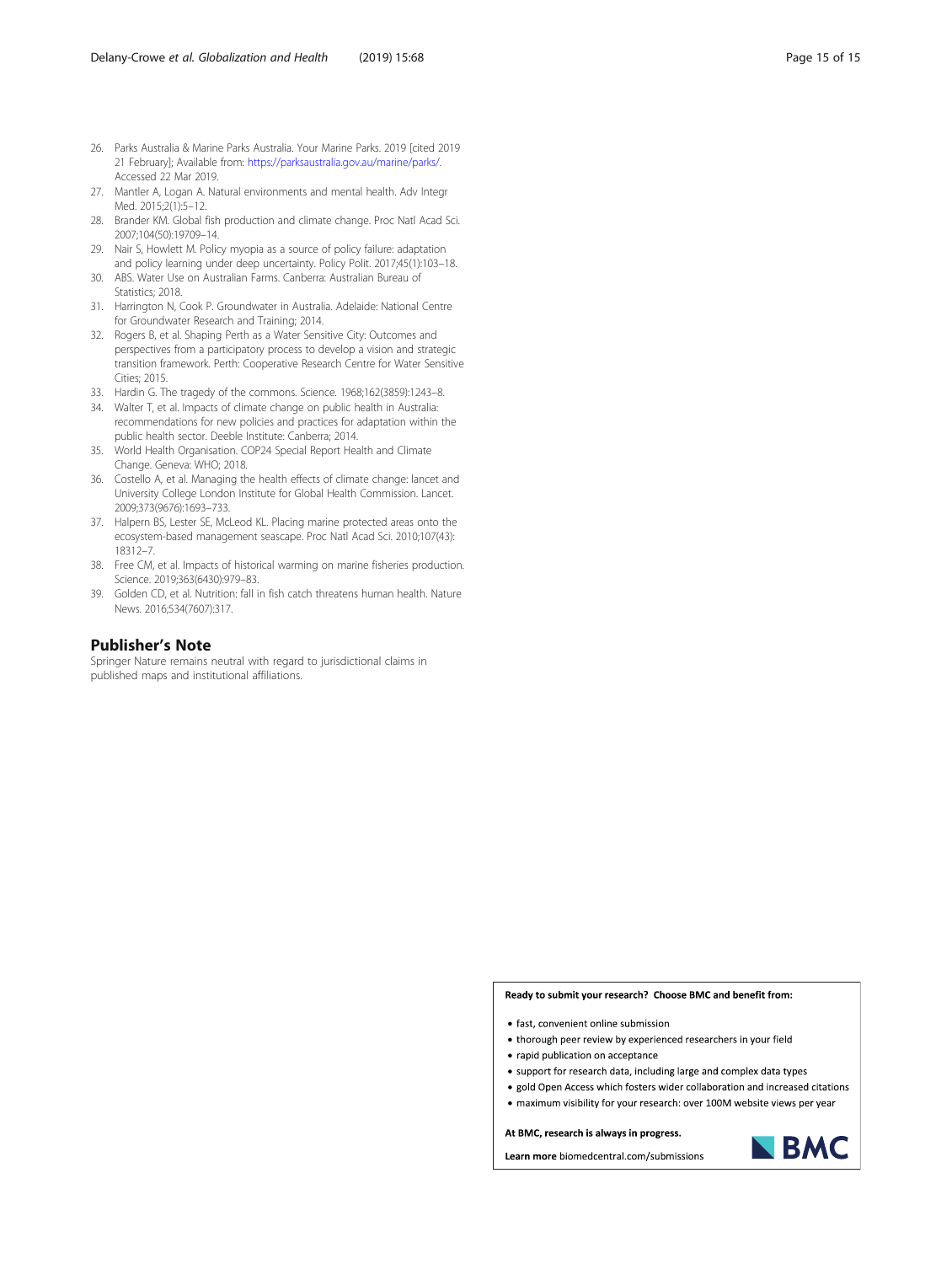26. Parks Australia & Marine Parks Australia. Your Marine Parks. 2019 [cited 2019 21 February]; Available from: https://parksaustralia.gov.au/marine/parks/. Accessed 22 Mar 2019.
27. Mantler A, Logan A. Natural environments and mental health. Adv Integr Med. 2015;2(1):5–12.
28. Brander KM. Global fish production and climate change. Proc Natl Acad Sci. 2007;104(50):19709–14.
29. Nair S, Howlett M. Policy myopia as a source of policy failure: adaptation and policy learning under deep uncertainty. Policy Polit. 2017;45(1):103–18.
30. ABS. Water Use on Australian Farms. Canberra: Australian Bureau of Statistics; 2018.
31. Harrington N, Cook P. Groundwater in Australia. Adelaide: National Centre for Groundwater Research and Training; 2014.
32. Rogers B, et al. Shaping Perth as a Water Sensitive City: Outcomes and perspectives from a participatory process to develop a vision and strategic transition framework. Perth: Cooperative Research Centre for Water Sensitive Cities; 2015.
33. Hardin G. The tragedy of the commons. Science. 1968;162(3859):1243–8.
34. Walter T, et al. Impacts of climate change on public health in Australia: recommendations for new policies and practices for adaptation within the public health sector. Deeble Institute: Canberra; 2014.
35. World Health Organisation. COP24 Special Report Health and Climate Change. Geneva: WHO; 2018.
36. Costello A, et al. Managing the health effects of climate change: lancet and University College London Institute for Global Health Commission. Lancet. 2009;373(9676):1693–733.
37. Halpern BS, Lester SE, McLeod KL. Placing marine protected areas onto the ecosystem-based management seascape. Proc Natl Acad Sci. 2010;107(43):18312–7.
38. Free CM, et al. Impacts of historical warming on marine fisheries production. Science. 2019;363(6430):979–83.
39. Golden CD, et al. Nutrition: fall in fish catch threatens human health. Nature News. 2016;534(7607):317.

## Publisher's Note

Springer Nature remains neutral with regard to jurisdictional claims in published maps and institutional affiliations.

**Ready to submit your research? Choose BMC and benefit from:**

- fast, convenient online submission
- thorough peer review by experienced researchers in your field
- rapid publication on acceptance
- support for research data, including large and complex data types
- gold Open Access which fosters wider collaboration and increased citations
- maximum visibility for your research: over 100M website views per year

**At BMC, research is always in progress.**

**Learn more** biomedcentral.com/submissions

BMC